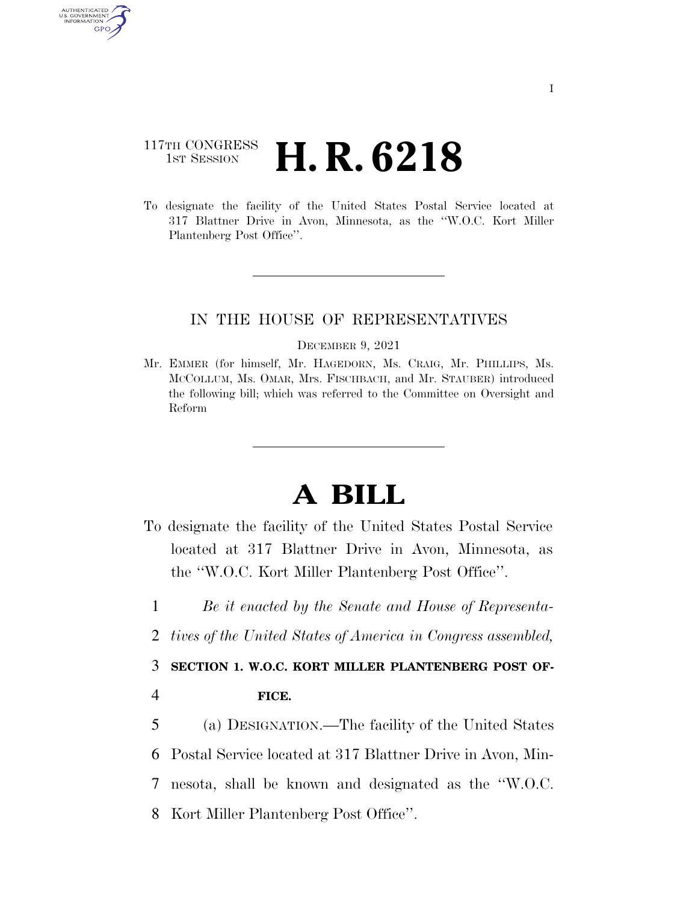I

117TH CONGRESS
1ST SESSION

# H. R. 6218

To designate the facility of the United States Postal Service located at 317 Blattner Drive in Avon, Minnesota, as the "W.O.C. Kort Miller Plantenberg Post Office".

IN THE HOUSE OF REPRESENTATIVES

DECEMBER 9, 2021

Mr. EMMER (for himself, Mr. HAGEDORN, Ms. CRAIG, Mr. PHILLIPS, Ms. MCCOLLUM, Ms. OMAR, Mrs. FISCHBACH, and Mr. STAUBER) introduced the following bill; which was referred to the Committee on Oversight and Reform

# A BILL

To designate the facility of the United States Postal Service located at 317 Blattner Drive in Avon, Minnesota, as the "W.O.C. Kort Miller Plantenberg Post Office".

1 *Be it enacted by the Senate and House of Representa-*
2 *tives of the United States of America in Congress assembled,*

3 **SECTION 1. W.O.C. KORT MILLER PLANTENBERG POST OF-**
4 **FICE.**

5 (a) DESIGNATION.—The facility of the United States
6 Postal Service located at 317 Blattner Drive in Avon, Min-
7 nesota, shall be known and designated as the "W.O.C.
8 Kort Miller Plantenberg Post Office".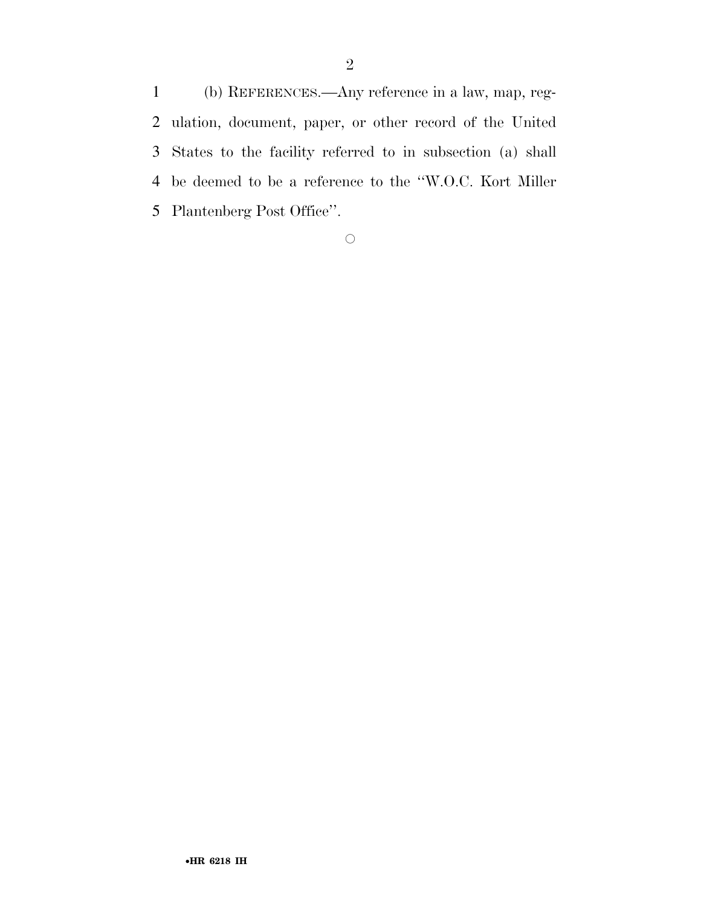(b) REFERENCES.—Any reference in a law, map, regulation, document, paper, or other record of the United States to the facility referred to in subsection (a) shall be deemed to be a reference to the "W.O.C. Kort Miller Plantenberg Post Office".